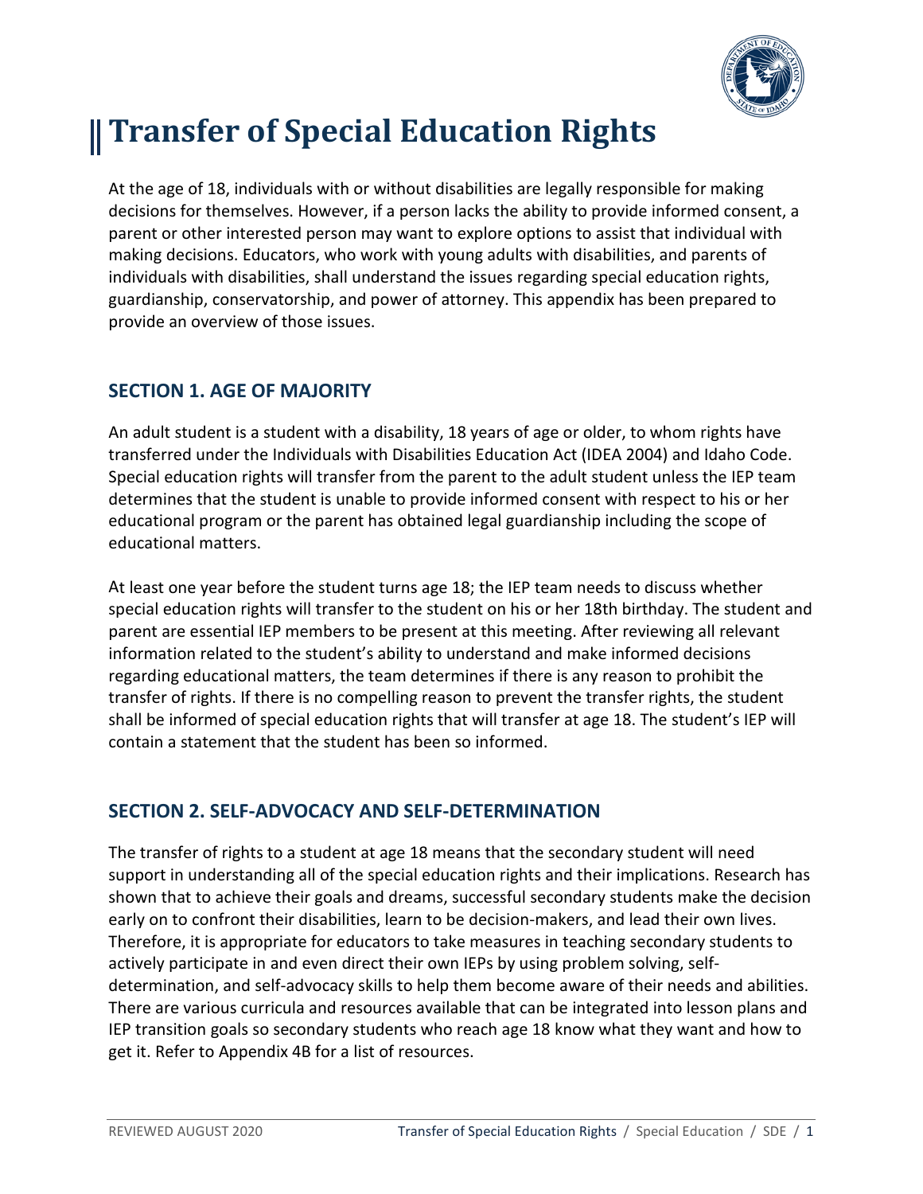# Transfer of Special Education Rights

At the age of 18, individuals with or without disabilities are legally responsible for making decisions for themselves. However, if a person lacks the ability to provide informed consent, a parent or other interested person may want to explore options to assist that individual with making decisions. Educators, who work with young adults with disabilities, and parents of individuals with disabilities, shall understand the issues regarding special education rights, guardianship, conservatorship, and power of attorney. This appendix has been prepared to provide an overview of those issues.

## SECTION 1. AGE OF MAJORITY

An adult student is a student with a disability, 18 years of age or older, to whom rights have transferred under the Individuals with Disabilities Education Act (IDEA 2004) and Idaho Code. Special education rights will transfer from the parent to the adult student unless the IEP team determines that the student is unable to provide informed consent with respect to his or her educational program or the parent has obtained legal guardianship including the scope of educational matters.

At least one year before the student turns age 18; the IEP team needs to discuss whether special education rights will transfer to the student on his or her 18th birthday. The student and parent are essential IEP members to be present at this meeting. After reviewing all relevant information related to the student's ability to understand and make informed decisions regarding educational matters, the team determines if there is any reason to prohibit the transfer of rights. If there is no compelling reason to prevent the transfer rights, the student shall be informed of special education rights that will transfer at age 18. The student's IEP will contain a statement that the student has been so informed.

## SECTION 2. SELF-ADVOCACY AND SELF-DETERMINATION

The transfer of rights to a student at age 18 means that the secondary student will need support in understanding all of the special education rights and their implications. Research has shown that to achieve their goals and dreams, successful secondary students make the decision early on to confront their disabilities, learn to be decision-makers, and lead their own lives. Therefore, it is appropriate for educators to take measures in teaching secondary students to actively participate in and even direct their own IEPs by using problem solving, self-determination, and self-advocacy skills to help them become aware of their needs and abilities. There are various curricula and resources available that can be integrated into lesson plans and IEP transition goals so secondary students who reach age 18 know what they want and how to get it. Refer to Appendix 4B for a list of resources.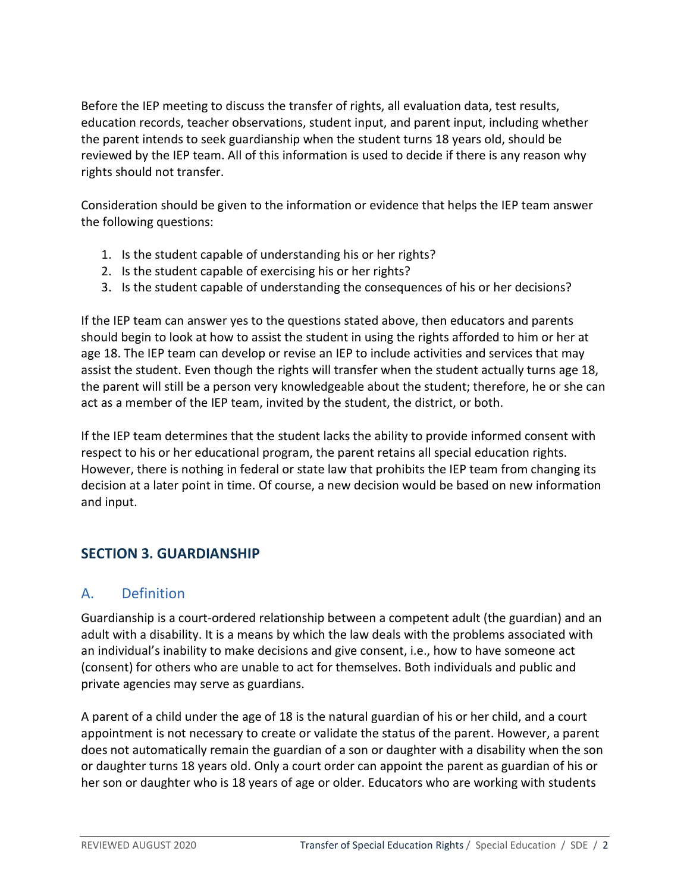Before the IEP meeting to discuss the transfer of rights, all evaluation data, test results, education records, teacher observations, student input, and parent input, including whether the parent intends to seek guardianship when the student turns 18 years old, should be reviewed by the IEP team. All of this information is used to decide if there is any reason why rights should not transfer.

Consideration should be given to the information or evidence that helps the IEP team answer the following questions:

1. Is the student capable of understanding his or her rights?
2. Is the student capable of exercising his or her rights?
3. Is the student capable of understanding the consequences of his or her decisions?

If the IEP team can answer yes to the questions stated above, then educators and parents should begin to look at how to assist the student in using the rights afforded to him or her at age 18. The IEP team can develop or revise an IEP to include activities and services that may assist the student. Even though the rights will transfer when the student actually turns age 18, the parent will still be a person very knowledgeable about the student; therefore, he or she can act as a member of the IEP team, invited by the student, the district, or both.

If the IEP team determines that the student lacks the ability to provide informed consent with respect to his or her educational program, the parent retains all special education rights. However, there is nothing in federal or state law that prohibits the IEP team from changing its decision at a later point in time. Of course, a new decision would be based on new information and input.

## SECTION 3. GUARDIANSHIP

### A. Definition

Guardianship is a court-ordered relationship between a competent adult (the guardian) and an adult with a disability. It is a means by which the law deals with the problems associated with an individual's inability to make decisions and give consent, i.e., how to have someone act (consent) for others who are unable to act for themselves. Both individuals and public and private agencies may serve as guardians.

A parent of a child under the age of 18 is the natural guardian of his or her child, and a court appointment is not necessary to create or validate the status of the parent. However, a parent does not automatically remain the guardian of a son or daughter with a disability when the son or daughter turns 18 years old. Only a court order can appoint the parent as guardian of his or her son or daughter who is 18 years of age or older. Educators who are working with students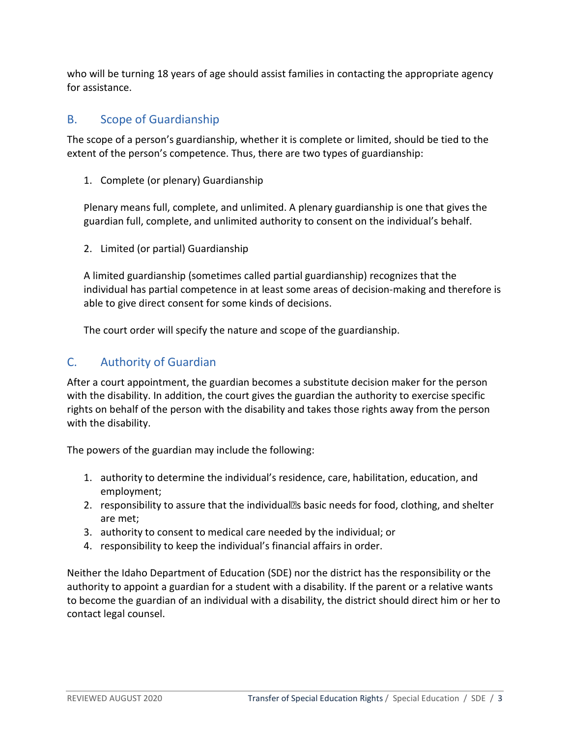who will be turning 18 years of age should assist families in contacting the appropriate agency for assistance.

## B. Scope of Guardianship

The scope of a person's guardianship, whether it is complete or limited, should be tied to the extent of the person's competence. Thus, there are two types of guardianship:

1. Complete (or plenary) Guardianship

   Plenary means full, complete, and unlimited. A plenary guardianship is one that gives the guardian full, complete, and unlimited authority to consent on the individual's behalf.

2. Limited (or partial) Guardianship

   A limited guardianship (sometimes called partial guardianship) recognizes that the individual has partial competence in at least some areas of decision-making and therefore is able to give direct consent for some kinds of decisions.

   The court order will specify the nature and scope of the guardianship.

## C. Authority of Guardian

After a court appointment, the guardian becomes a substitute decision maker for the person with the disability. In addition, the court gives the guardian the authority to exercise specific rights on behalf of the person with the disability and takes those rights away from the person with the disability.

The powers of the guardian may include the following:

1. authority to determine the individual's residence, care, habilitation, education, and employment;
2. responsibility to assure that the individual's basic needs for food, clothing, and shelter are met;
3. authority to consent to medical care needed by the individual; or
4. responsibility to keep the individual's financial affairs in order.

Neither the Idaho Department of Education (SDE) nor the district has the responsibility or the authority to appoint a guardian for a student with a disability. If the parent or a relative wants to become the guardian of an individual with a disability, the district should direct him or her to contact legal counsel.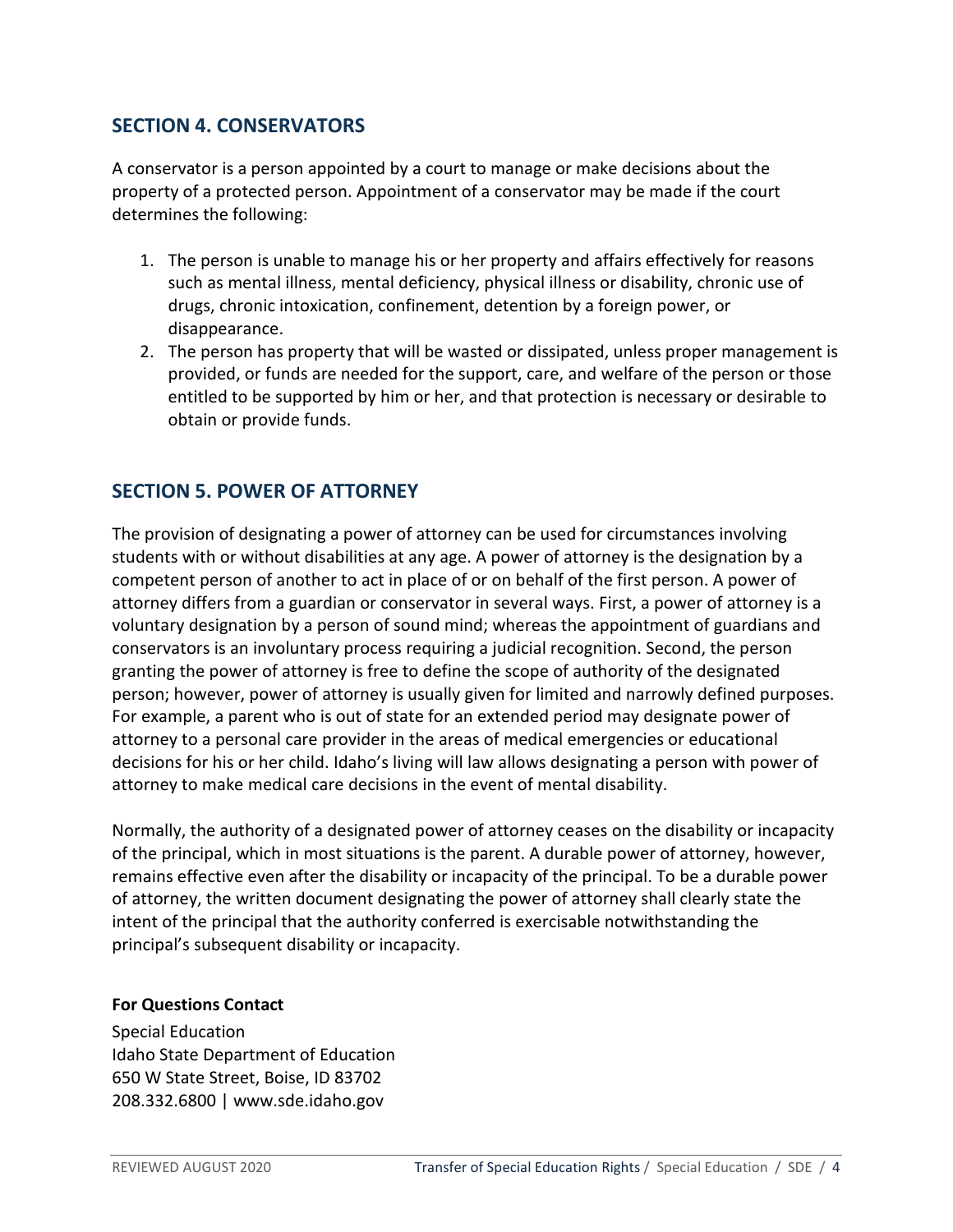## SECTION 4. CONSERVATORS

A conservator is a person appointed by a court to manage or make decisions about the property of a protected person. Appointment of a conservator may be made if the court determines the following:

1. The person is unable to manage his or her property and affairs effectively for reasons such as mental illness, mental deficiency, physical illness or disability, chronic use of drugs, chronic intoxication, confinement, detention by a foreign power, or disappearance.
2. The person has property that will be wasted or dissipated, unless proper management is provided, or funds are needed for the support, care, and welfare of the person or those entitled to be supported by him or her, and that protection is necessary or desirable to obtain or provide funds.

## SECTION 5. POWER OF ATTORNEY

The provision of designating a power of attorney can be used for circumstances involving students with or without disabilities at any age. A power of attorney is the designation by a competent person of another to act in place of or on behalf of the first person. A power of attorney differs from a guardian or conservator in several ways. First, a power of attorney is a voluntary designation by a person of sound mind; whereas the appointment of guardians and conservators is an involuntary process requiring a judicial recognition. Second, the person granting the power of attorney is free to define the scope of authority of the designated person; however, power of attorney is usually given for limited and narrowly defined purposes. For example, a parent who is out of state for an extended period may designate power of attorney to a personal care provider in the areas of medical emergencies or educational decisions for his or her child. Idaho's living will law allows designating a person with power of attorney to make medical care decisions in the event of mental disability.

Normally, the authority of a designated power of attorney ceases on the disability or incapacity of the principal, which in most situations is the parent. A durable power of attorney, however, remains effective even after the disability or incapacity of the principal. To be a durable power of attorney, the written document designating the power of attorney shall clearly state the intent of the principal that the authority conferred is exercisable notwithstanding the principal's subsequent disability or incapacity.

**For Questions Contact**

Special Education
Idaho State Department of Education
650 W State Street, Boise, ID 83702
208.332.6800 | www.sde.idaho.gov